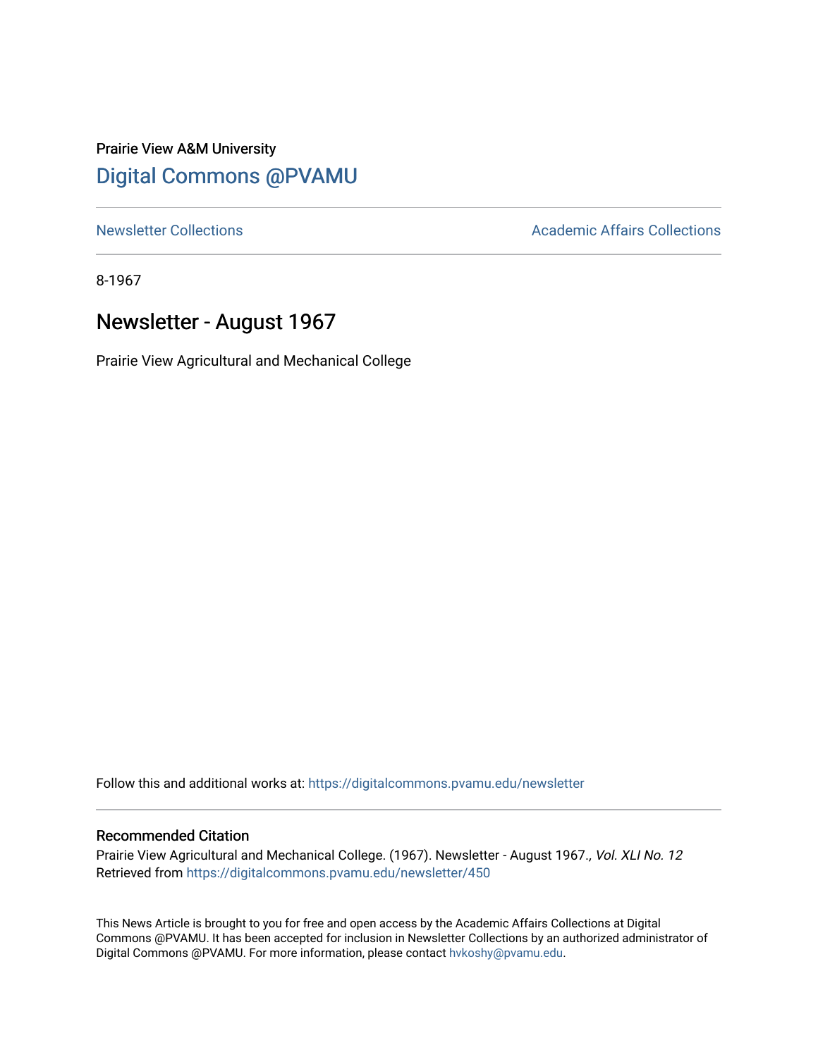Prairie View A&M University

## Digital Commons @PVAMU

Newsletter Collections

Academic Affairs Collections

8-1967

# Newsletter - August 1967

Prairie View Agricultural and Mechanical College

Follow this and additional works at: https://digitalcommons.pvamu.edu/newsletter

### Recommended Citation

Prairie View Agricultural and Mechanical College. (1967). Newsletter - August 1967., *Vol. XLI No. 12*
Retrieved from https://digitalcommons.pvamu.edu/newsletter/450

This News Article is brought to you for free and open access by the Academic Affairs Collections at Digital Commons @PVAMU. It has been accepted for inclusion in Newsletter Collections by an authorized administrator of Digital Commons @PVAMU. For more information, please contact hvkoshy@pvamu.edu.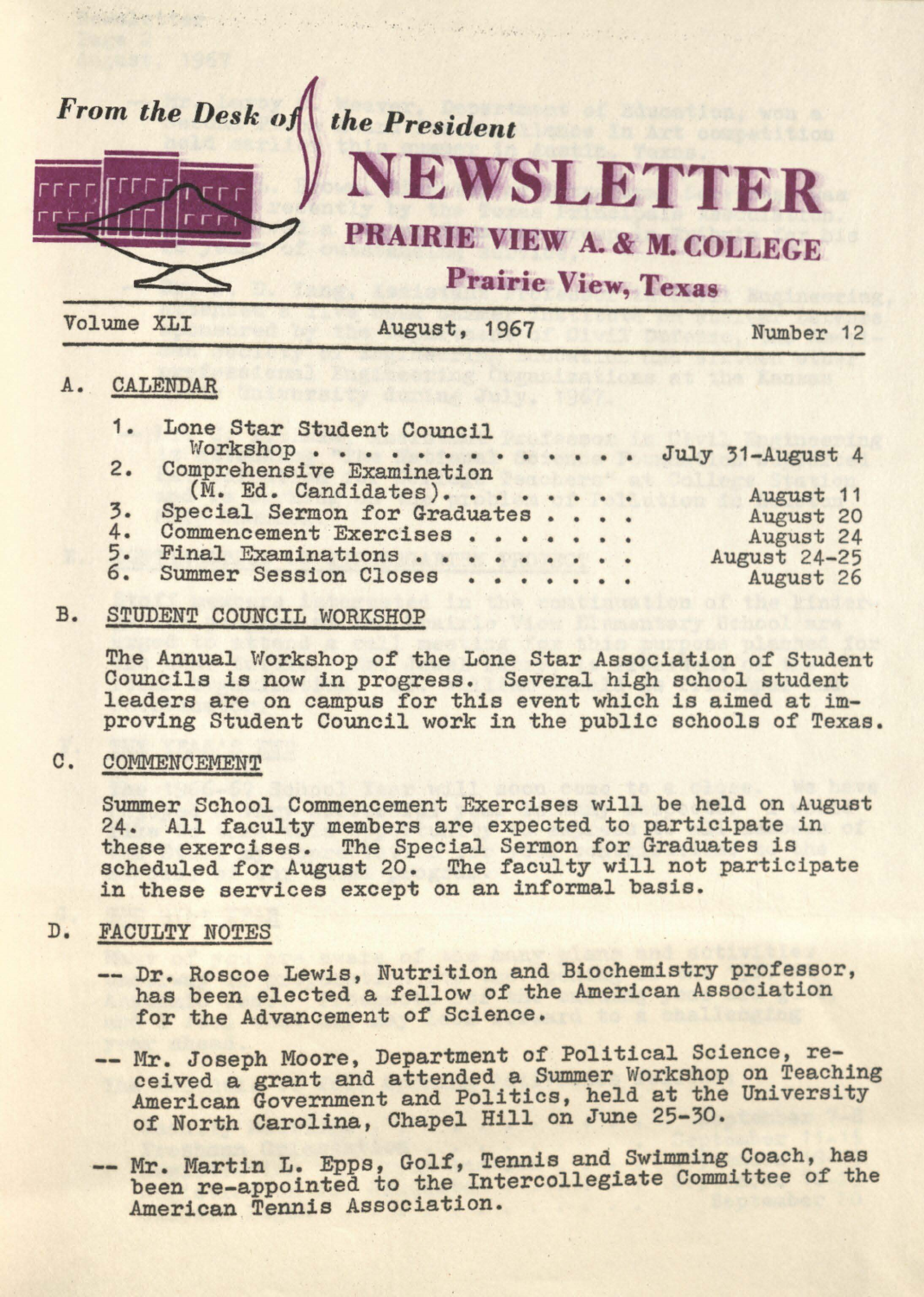*From the Desk of the President*

# NEWSLETTER

## PRAIRIE VIEW A. & M. COLLEGE

### Prairie View, Texas

Volume XLI | August, 1967 | Number 12

A. CALENDAR

1. Lone Star Student Council Workshop . . . . . . . . . . . . July 31-August 4
2. Comprehensive Examination (M. Ed. Candidates). . . . . . . August 11
3. Special Sermon for Graduates . . . . August 20
4. Commencement Exercises . . . . . . . August 24
5. Final Examinations . . . . . . . . . August 24-25
6. Summer Session Closes . . . . . . . August 26

B. STUDENT COUNCIL WORKSHOP

The Annual Workshop of the Lone Star Association of Student Councils is now in progress. Several high school student leaders are on campus for this event which is aimed at improving Student Council work in the public schools of Texas.

C. COMMENCEMENT

Summer School Commencement Exercises will be held on August 24. All faculty members are expected to participate in these exercises. The Special Sermon for Graduates is scheduled for August 20. The faculty will not participate in these services except on an informal basis.

D. FACULTY NOTES

-- Dr. Roscoe Lewis, Nutrition and Biochemistry professor, has been elected a fellow of the American Association for the Advancement of Science.

-- Mr. Joseph Moore, Department of Political Science, received a grant and attended a Summer Workshop on Teaching American Government and Politics, held at the University of North Carolina, Chapel Hill on June 25-30.

-- Mr. Martin L. Epps, Golf, Tennis and Swimming Coach, has been re-appointed to the Intercollegiate Committee of the American Tennis Association.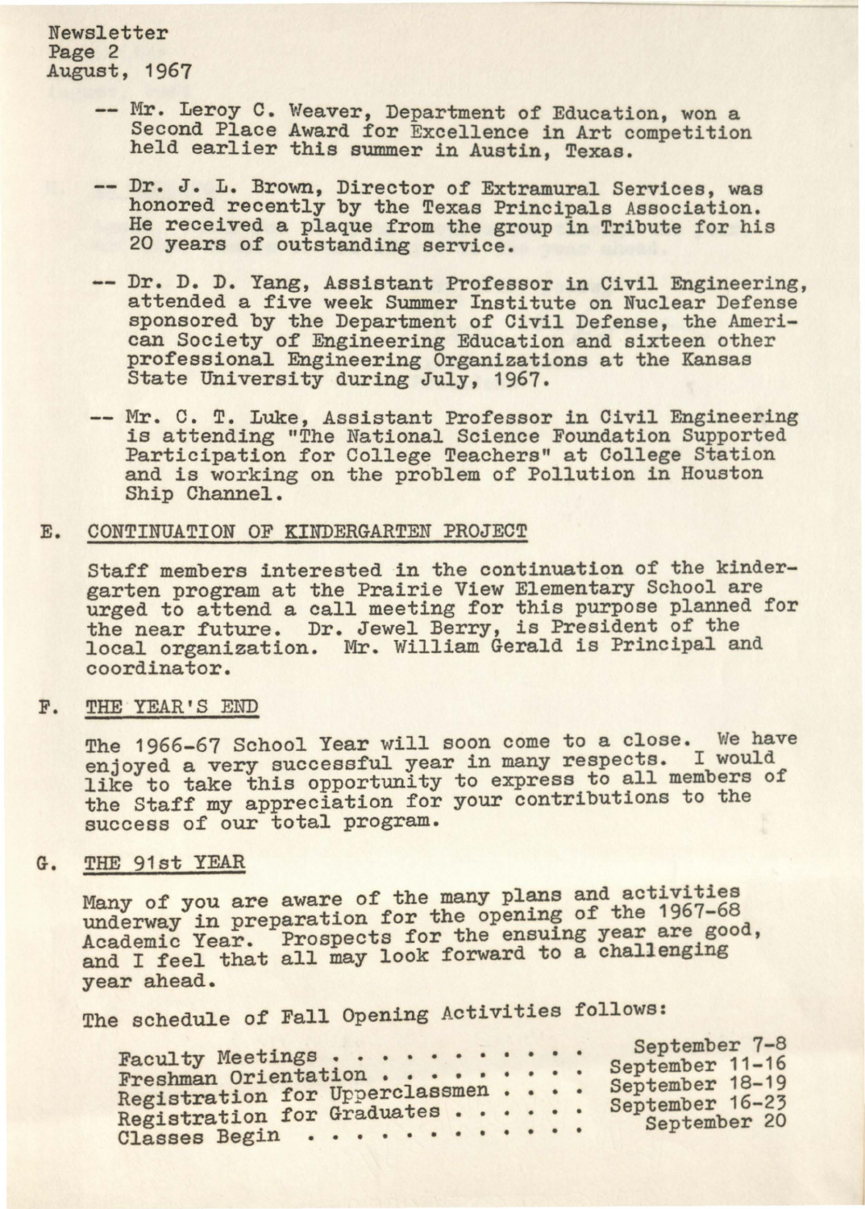-- Mr. Leroy C. Weaver, Department of Education, won a Second Place Award for Excellence in Art competition held earlier this summer in Austin, Texas.

-- Dr. J. L. Brown, Director of Extramural Services, was honored recently by the Texas Principals Association. He received a plaque from the group in Tribute for his 20 years of outstanding service.

-- Dr. D. D. Yang, Assistant Professor in Civil Engineering, attended a five week Summer Institute on Nuclear Defense sponsored by the Department of Civil Defense, the American Society of Engineering Education and sixteen other professional Engineering Organizations at the Kansas State University during July, 1967.

-- Mr. C. T. Luke, Assistant Professor in Civil Engineering is attending "The National Science Foundation Supported Participation for College Teachers" at College Station and is working on the problem of Pollution in Houston Ship Channel.

## E. CONTINUATION OF KINDERGARTEN PROJECT

Staff members interested in the continuation of the kindergarten program at the Prairie View Elementary School are urged to attend a call meeting for this purpose planned for the near future. Dr. Jewel Berry, is President of the local organization. Mr. William Gerald is Principal and coordinator.

## F. THE YEAR'S END

The 1966-67 School Year will soon come to a close. We have enjoyed a very successful year in many respects. I would like to take this opportunity to express to all members of the Staff my appreciation for your contributions to the success of our total program.

## G. THE 91st YEAR

Many of you are aware of the many plans and activities underway in preparation for the opening of the 1967-68 Academic Year. Prospects for the ensuing year are good, and I feel that all may look forward to a challenging year ahead.

The schedule of Fall Opening Activities follows:

| | |
|---|---|
| Faculty Meetings | September 7-8 |
| Freshman Orientation | September 11-16 |
| Registration for Upperclassmen | September 18-19 |
| Registration for Graduates | September 16-23 |
| Classes Begin | September 20 |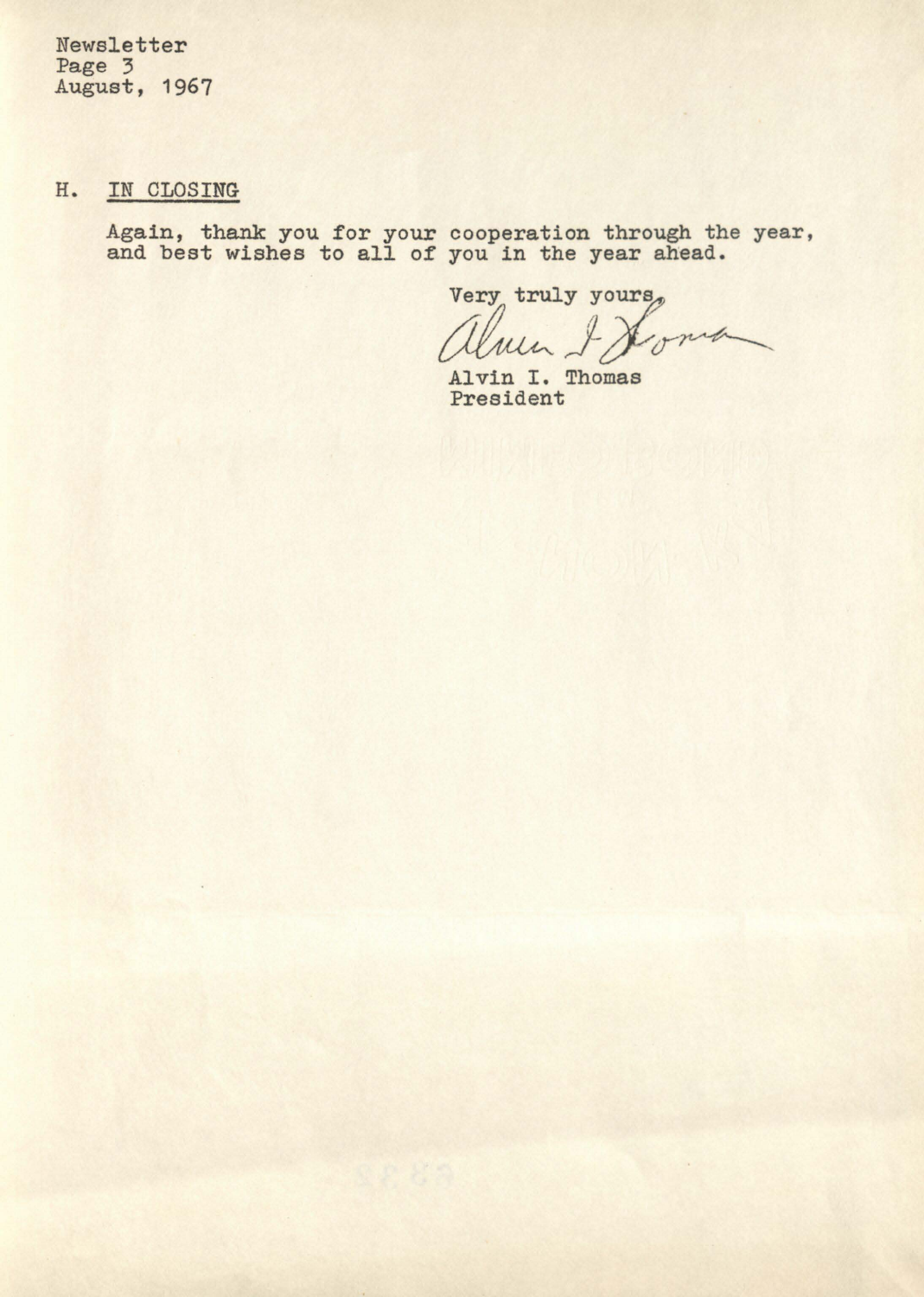Newsletter
Page 3
August, 1967

## H. IN CLOSING

Again, thank you for your cooperation through the year, and best wishes to all of you in the year ahead.

Very truly yours,

Alvin I. Thomas
President